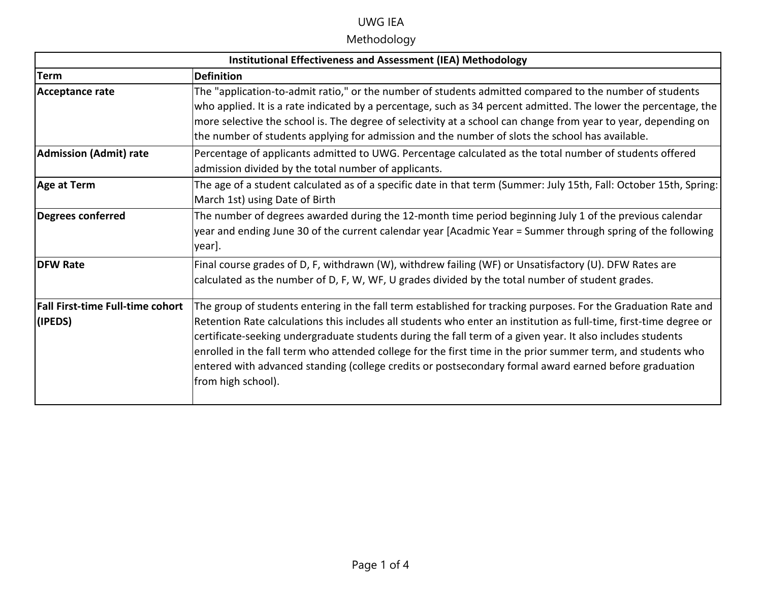UWG IEA

Methodology

| Institutional Effectiveness and Assessment (IEA) Methodology | |
|---|---|
| **Term** | **Definition** |
| **Acceptance rate** | The "application-to-admit ratio," or the number of students admitted compared to the number of students who applied. It is a rate indicated by a percentage, such as 34 percent admitted. The lower the percentage, the more selective the school is. The degree of selectivity at a school can change from year to year, depending on the number of students applying for admission and the number of slots the school has available. |
| **Admission (Admit) rate** | Percentage of applicants admitted to UWG. Percentage calculated as the total number of students offered admission divided by the total number of applicants. |
| **Age at Term** | The age of a student calculated as of a specific date in that term (Summer: July 15th, Fall: October 15th, Spring: March 1st) using Date of Birth |
| **Degrees conferred** | The number of degrees awarded during the 12-month time period beginning July 1 of the previous calendar year and ending June 30 of the current calendar year [Acadmic Year = Summer through spring of the following year]. |
| **DFW Rate** | Final course grades of D, F, withdrawn (W), withdrew failing (WF) or Unsatisfactory (U). DFW Rates are calculated as the number of D, F, W, WF, U grades divided by the total number of student grades. |
| **Fall First-time Full-time cohort (IPEDS)** | The group of students entering in the fall term established for tracking purposes. For the Graduation Rate and Retention Rate calculations this includes all students who enter an institution as full-time, first-time degree or certificate-seeking undergraduate students during the fall term of a given year. It also includes students enrolled in the fall term who attended college for the first time in the prior summer term, and students who entered with advanced standing (college credits or postsecondary formal award earned before graduation from high school). |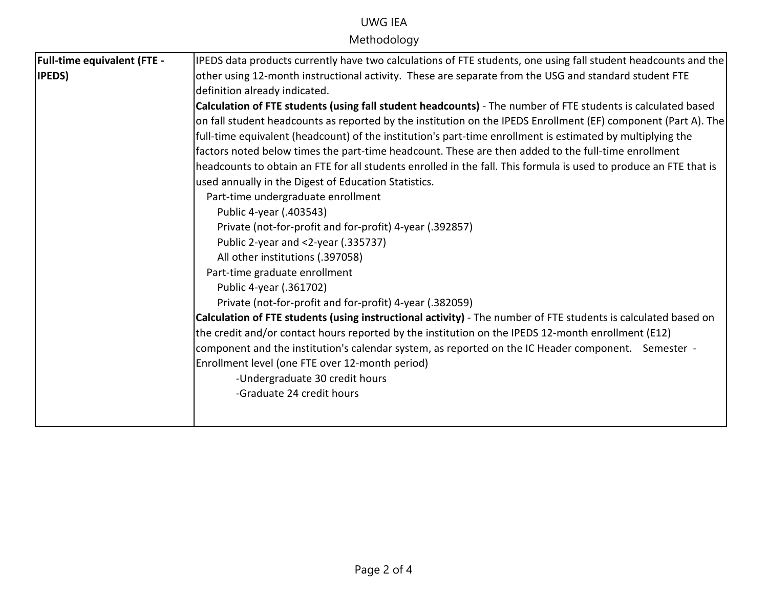| Full-time equivalent (FTE - IPEDS) | IPEDS data products currently have two calculations of FTE students, one using fall student headcounts and the other using 12-month instructional activity. These are separate from the USG and standard student FTE definition already indicated.<br>**Calculation of FTE students (using fall student headcounts)** - The number of FTE students is calculated based on fall student headcounts as reported by the institution on the IPEDS Enrollment (EF) component (Part A). The full-time equivalent (headcount) of the institution's part-time enrollment is estimated by multiplying the factors noted below times the part-time headcount. These are then added to the full-time enrollment headcounts to obtain an FTE for all students enrolled in the fall. This formula is used to produce an FTE that is used annually in the Digest of Education Statistics.<br>Part-time undergraduate enrollment<br>Public 4-year (.403543)<br>Private (not-for-profit and for-profit) 4-year (.392857)<br>Public 2-year and <2-year (.335737)<br>All other institutions (.397058)<br>Part-time graduate enrollment<br>Public 4-year (.361702)<br>Private (not-for-profit and for-profit) 4-year (.382059)<br>**Calculation of FTE students (using instructional activity)** - The number of FTE students is calculated based on the credit and/or contact hours reported by the institution on the IPEDS 12-month enrollment (E12) component and the institution's calendar system, as reported on the IC Header component. Semester - Enrollment level (one FTE over 12-month period)<br>-Undergraduate 30 credit hours<br>-Graduate 24 credit hours |
|---|---|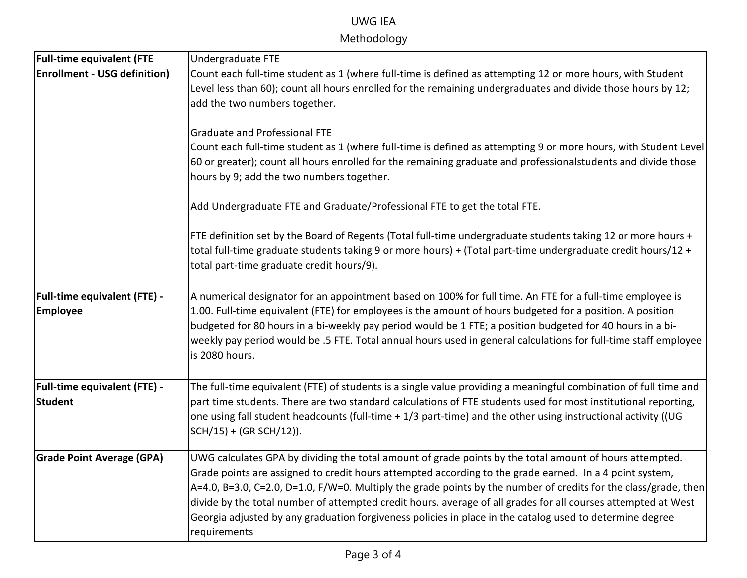| | |
|---|---|
| **Full-time equivalent (FTE Enrollment - USG definition)** | Undergraduate FTE<br>Count each full-time student as 1 (where full-time is defined as attempting 12 or more hours, with Student Level less than 60); count all hours enrolled for the remaining undergraduates and divide those hours by 12; add the two numbers together.<br><br>Graduate and Professional FTE<br>Count each full-time student as 1 (where full-time is defined as attempting 9 or more hours, with Student Level 60 or greater); count all hours enrolled for the remaining graduate and professionalstudents and divide those hours by 9; add the two numbers together.<br><br>Add Undergraduate FTE and Graduate/Professional FTE to get the total FTE.<br><br>FTE definition set by the Board of Regents (Total full-time undergraduate students taking 12 or more hours + total full-time graduate students taking 9 or more hours) + (Total part-time undergraduate credit hours/12 + total part-time graduate credit hours/9). |
| **Full-time equivalent (FTE) - Employee** | A numerical designator for an appointment based on 100% for full time. An FTE for a full-time employee is 1.00. Full-time equivalent (FTE) for employees is the amount of hours budgeted for a position. A position budgeted for 80 hours in a bi-weekly pay period would be 1 FTE; a position budgeted for 40 hours in a bi-weekly pay period would be .5 FTE. Total annual hours used in general calculations for full-time staff employee is 2080 hours. |
| **Full-time equivalent (FTE) - Student** | The full-time equivalent (FTE) of students is a single value providing a meaningful combination of full time and part time students. There are two standard calculations of FTE students used for most institutional reporting, one using fall student headcounts (full-time + 1/3 part-time) and the other using instructional activity ((UG SCH/15) + (GR SCH/12)). |
| **Grade Point Average (GPA)** | UWG calculates GPA by dividing the total amount of grade points by the total amount of hours attempted. Grade points are assigned to credit hours attempted according to the grade earned. In a 4 point system, A=4.0, B=3.0, C=2.0, D=1.0, F/W=0. Multiply the grade points by the number of credits for the class/grade, then divide by the total number of attempted credit hours. average of all grades for all courses attempted at West Georgia adjusted by any graduation forgiveness policies in place in the catalog used to determine degree requirements |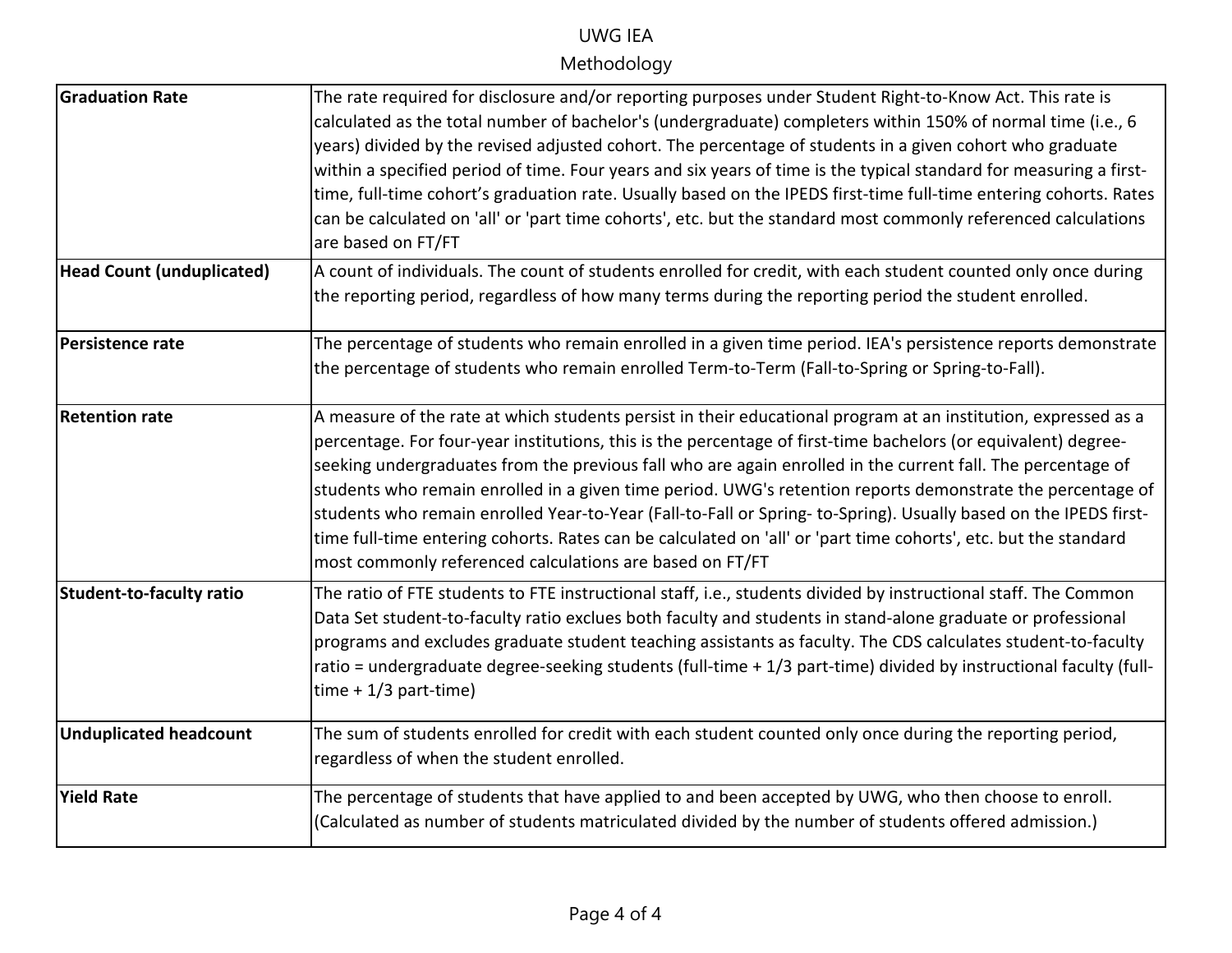UWG IEA

Methodology

| | |
|---|---|
| **Graduation Rate** | The rate required for disclosure and/or reporting purposes under Student Right-to-Know Act. This rate is calculated as the total number of bachelor's (undergraduate) completers within 150% of normal time (i.e., 6 years) divided by the revised adjusted cohort. The percentage of students in a given cohort who graduate within a specified period of time. Four years and six years of time is the typical standard for measuring a first-time, full-time cohort's graduation rate. Usually based on the IPEDS first-time full-time entering cohorts. Rates can be calculated on 'all' or 'part time cohorts', etc. but the standard most commonly referenced calculations are based on FT/FT |
| **Head Count (unduplicated)** | A count of individuals. The count of students enrolled for credit, with each student counted only once during the reporting period, regardless of how many terms during the reporting period the student enrolled. |
| **Persistence rate** | The percentage of students who remain enrolled in a given time period. IEA's persistence reports demonstrate the percentage of students who remain enrolled Term-to-Term (Fall-to-Spring or Spring-to-Fall). |
| **Retention rate** | A measure of the rate at which students persist in their educational program at an institution, expressed as a percentage. For four-year institutions, this is the percentage of first-time bachelors (or equivalent) degree-seeking undergraduates from the previous fall who are again enrolled in the current fall. The percentage of students who remain enrolled in a given time period. UWG's retention reports demonstrate the percentage of students who remain enrolled Year-to-Year (Fall-to-Fall or Spring- to-Spring). Usually based on the IPEDS first-time full-time entering cohorts. Rates can be calculated on 'all' or 'part time cohorts', etc. but the standard most commonly referenced calculations are based on FT/FT |
| **Student-to-faculty ratio** | The ratio of FTE students to FTE instructional staff, i.e., students divided by instructional staff. The Common Data Set student-to-faculty ratio exclues both faculty and students in stand-alone graduate or professional programs and excludes graduate student teaching assistants as faculty. The CDS calculates student-to-faculty ratio = undergraduate degree-seeking students (full-time + 1/3 part-time) divided by instructional faculty (full-time + 1/3 part-time) |
| **Unduplicated headcount** | The sum of students enrolled for credit with each student counted only once during the reporting period, regardless of when the student enrolled. |
| **Yield Rate** | The percentage of students that have applied to and been accepted by UWG, who then choose to enroll. (Calculated as number of students matriculated divided by the number of students offered admission.) |